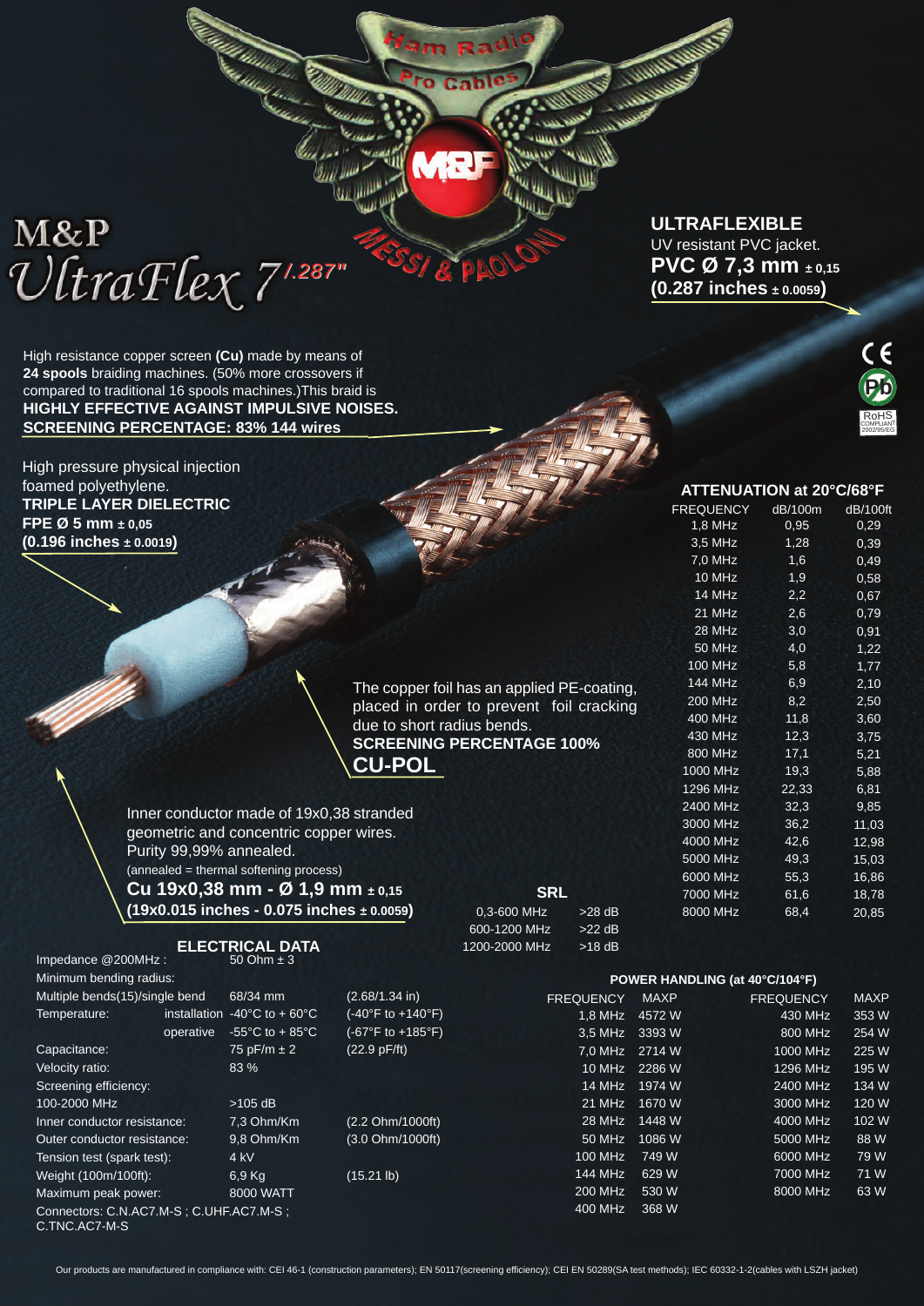# M&P UltraFlex 7/.287"

Ham Radio Pro Cables

M&P MESSI & PAOLONI

**ULTRAFLEXIBLE**
UV resistant PVC jacket.
**PVC Ø 7,3 mm ± 0,15**
**(0.287 inches ± 0.0059)**

CE Pb RoHS COMPLIANT 2002/95/EG

High resistance copper screen **(Cu)** made by means of **24 spools** braiding machines. (50% more crossovers if compared to traditional 16 spools machines.)This braid is **HIGHLY EFFECTIVE AGAINST IMPULSIVE NOISES.**
**SCREENING PERCENTAGE: 83% 144 wires**

High pressure physical injection foamed polyethylene.
**TRIPLE LAYER DIELECTRIC**
**FPE Ø 5 mm ± 0,05**
**(0.196 inches ± 0.0019)**

The copper foil has an applied PE-coating, placed in order to prevent foil cracking due to short radius bends.
**SCREENING PERCENTAGE 100%**
**CU-POL**

Inner conductor made of 19x0,38 stranded geometric and concentric copper wires. Purity 99,99% annealed.
(annealed = thermal softening process)
**Cu 19x0,38 mm - Ø 1,9 mm ± 0,15**
**(19x0.015 inches - 0.075 inches ± 0.0059)**

## ATTENUATION at 20°C/68°F

| FREQUENCY | dB/100m | dB/100ft |
|---|---|---|
| 1,8 MHz | 0,95 | 0,29 |
| 3,5 MHz | 1,28 | 0,39 |
| 7,0 MHz | 1,6 | 0,49 |
| 10 MHz | 1,9 | 0,58 |
| 14 MHz | 2,2 | 0,67 |
| 21 MHz | 2,6 | 0,79 |
| 28 MHz | 3,0 | 0,91 |
| 50 MHz | 4,0 | 1,22 |
| 100 MHz | 5,8 | 1,77 |
| 144 MHz | 6,9 | 2,10 |
| 200 MHz | 8,2 | 2,50 |
| 400 MHz | 11,8 | 3,60 |
| 430 MHz | 12,3 | 3,75 |
| 800 MHz | 17,1 | 5,21 |
| 1000 MHz | 19,3 | 5,88 |
| 1296 MHz | 22,33 | 6,81 |
| 2400 MHz | 32,3 | 9,85 |
| 3000 MHz | 36,2 | 11,03 |
| 4000 MHz | 42,6 | 12,98 |
| 5000 MHz | 49,3 | 15,03 |
| 6000 MHz | 55,3 | 16,86 |
| 7000 MHz | 61,6 | 18,78 |
| 8000 MHz | 68,4 | 20,85 |

## SRL

| | |
|---|---|
| 0,3-600 MHz | >28 dB |
| 600-1200 MHz | >22 dB |
| 1200-2000 MHz | >18 dB |

## ELECTRICAL DATA

| | | | |
|---|---|---|---|
| Impedance @200MHz : | | 50 Ohm ± 3 | |
| Minimum bending radius: | | | |
| Multiple bends(15)/single bend | | 68/34 mm | (2.68/1.34 in) |
| Temperature: | installation | -40°C to + 60°C | (-40°F to +140°F) |
| | operative | -55°C to + 85°C | (-67°F to +185°F) |
| Capacitance: | | 75 pF/m ± 2 | (22.9 pF/ft) |
| Velocity ratio: | | 83 % | |
| Screening efficiency: | | | |
| 100-2000 MHz | | >105 dB | |
| Inner conductor resistance: | | 7,3 Ohm/Km | (2.2 Ohm/1000ft) |
| Outer conductor resistance: | | 9,8 Ohm/Km | (3.0 Ohm/1000ft) |
| Tension test (spark test): | | 4 kV | |
| Weight (100m/100ft): | | 6,9 Kg | (15.21 lb) |
| Maximum peak power: | | 8000 WATT | |

Connectors: C.N.AC7.M-S ; C.UHF.AC7.M-S ; C.TNC.AC7-M-S

## POWER HANDLING (at 40°C/104°F)

| FREQUENCY | MAXP | FREQUENCY | MAXP |
|---|---|---|---|
| 1,8 MHz | 4572 W | 430 MHz | 353 W |
| 3,5 MHz | 3393 W | 800 MHz | 254 W |
| 7,0 MHz | 2714 W | 1000 MHz | 225 W |
| 10 MHz | 2286 W | 1296 MHz | 195 W |
| 14 MHz | 1974 W | 2400 MHz | 134 W |
| 21 MHz | 1670 W | 3000 MHz | 120 W |
| 28 MHz | 1448 W | 4000 MHz | 102 W |
| 50 MHz | 1086 W | 5000 MHz | 88 W |
| 100 MHz | 749 W | 6000 MHz | 79 W |
| 144 MHz | 629 W | 7000 MHz | 71 W |
| 200 MHz | 530 W | 8000 MHz | 63 W |
| 400 MHz | 368 W | | |

Our products are manufactured in compliance with: CEI 46-1 (construction parameters); EN 50117(screening efficiency); CEI EN 50289(SA test methods); IEC 60332-1-2(cables with LSZH jacket)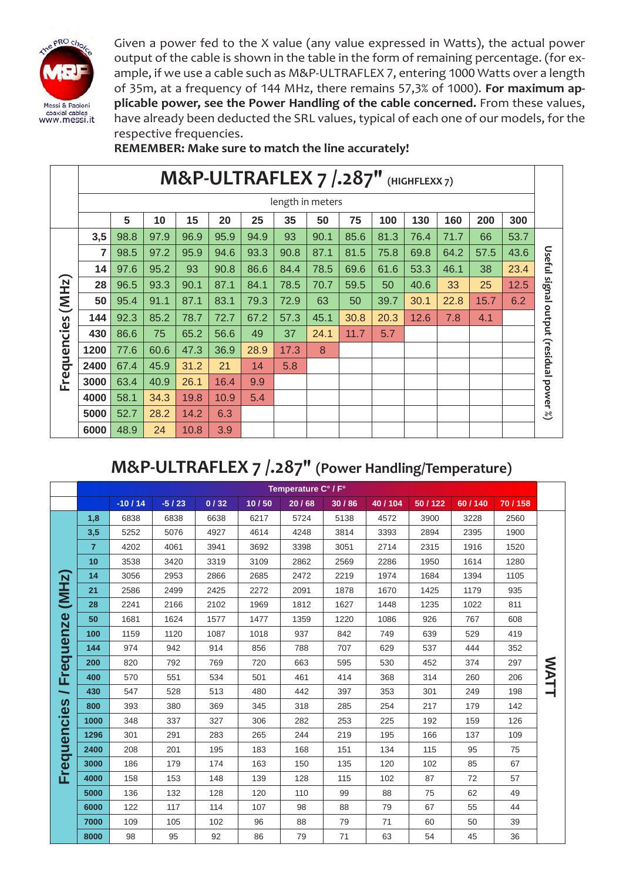Given a power fed to the X value (any value expressed in Watts), the actual power output of the cable is shown in the table in the form of remaining percentage. (for example, if we use a cable such as M&P-ULTRAFLEX 7, entering 1000 Watts over a length of 35m, at a frequency of 144 MHz, there remains 57,3% of 1000). **For maximum applicable power, see the Power Handling of the cable concerned.** From these values, have already been deducted the SRL values, typical of each one of our models, for the respective frequencies.

**REMEMBER: Make sure to match the line accurately!**

## M&P-ULTRAFLEX 7 /.287" (HIGHFLEXX 7)

Useful signal output (residual power %) — length in meters

| Frequencies (MHz) | 5 | 10 | 15 | 20 | 25 | 35 | 50 | 75 | 100 | 130 | 160 | 200 | 300 |
|---|---|---|---|---|---|---|---|---|---|---|---|---|---|
| 3,5 | 98.8 | 97.9 | 96.9 | 95.9 | 94.9 | 93 | 90.1 | 85.6 | 81.3 | 76.4 | 71.7 | 66 | 53.7 |
| 7 | 98.5 | 97.2 | 95.9 | 94.6 | 93.3 | 90.8 | 87.1 | 81.5 | 75.8 | 69.8 | 64.2 | 57.5 | 43.6 |
| 14 | 97.6 | 95.2 | 93 | 90.8 | 86.6 | 84.4 | 78.5 | 69.6 | 61.6 | 53.3 | 46.1 | 38 | 23.4 |
| 28 | 96.5 | 93.3 | 90.1 | 87.1 | 84.1 | 78.5 | 70.7 | 59.5 | 50 | 40.6 | 33 | 25 | 12.5 |
| 50 | 95.4 | 91.1 | 87.1 | 83.1 | 79.3 | 72.9 | 63 | 50 | 39.7 | 30.1 | 22.8 | 15.7 | 6.2 |
| 144 | 92.3 | 85.2 | 78.7 | 72.7 | 67.2 | 57.3 | 45.1 | 30.8 | 20.3 | 12.6 | 7.8 | 4.1 | |
| 430 | 86.6 | 75 | 65.2 | 56.6 | 49 | 37 | 24.1 | 11.7 | 5.7 | | | | |
| 1200 | 77.6 | 60.6 | 47.3 | 36.9 | 28.9 | 17.3 | 8 | | | | | | |
| 2400 | 67.4 | 45.9 | 31.2 | 21 | 14 | 5.8 | | | | | | | |
| 3000 | 63.4 | 40.9 | 26.1 | 16.4 | 9.9 | | | | | | | | |
| 4000 | 58.1 | 34.3 | 19.8 | 10.9 | 5.4 | | | | | | | | |
| 5000 | 52.7 | 28.2 | 14.2 | 6.3 | | | | | | | | | |
| 6000 | 48.9 | 24 | 10.8 | 3.9 | | | | | | | | | |

## M&P-ULTRAFLEX 7 /.287" (Power Handling/Temperature)

WATT — Temperature C° / F°

| Frequencies / Frequenze (MHz) | -10 / 14 | -5 / 23 | 0 / 32 | 10 / 50 | 20 / 68 | 30 / 86 | 40 / 104 | 50 / 122 | 60 / 140 | 70 / 158 |
|---|---|---|---|---|---|---|---|---|---|---|
| 1,8 | 6838 | 6838 | 6638 | 6217 | 5724 | 5138 | 4572 | 3900 | 3228 | 2560 |
| 3,5 | 5252 | 5076 | 4927 | 4614 | 4248 | 3814 | 3393 | 2894 | 2395 | 1900 |
| 7 | 4202 | 4061 | 3941 | 3692 | 3398 | 3051 | 2714 | 2315 | 1916 | 1520 |
| 10 | 3538 | 3420 | 3319 | 3109 | 2862 | 2569 | 2286 | 1950 | 1614 | 1280 |
| 14 | 3056 | 2953 | 2866 | 2685 | 2472 | 2219 | 1974 | 1684 | 1394 | 1105 |
| 21 | 2586 | 2499 | 2425 | 2272 | 2091 | 1878 | 1670 | 1425 | 1179 | 935 |
| 28 | 2241 | 2166 | 2102 | 1969 | 1812 | 1627 | 1448 | 1235 | 1022 | 811 |
| 50 | 1681 | 1624 | 1577 | 1477 | 1359 | 1220 | 1086 | 926 | 767 | 608 |
| 100 | 1159 | 1120 | 1087 | 1018 | 937 | 842 | 749 | 639 | 529 | 419 |
| 144 | 974 | 942 | 914 | 856 | 788 | 707 | 629 | 537 | 444 | 352 |
| 200 | 820 | 792 | 769 | 720 | 663 | 595 | 530 | 452 | 374 | 297 |
| 400 | 570 | 551 | 534 | 501 | 461 | 414 | 368 | 314 | 260 | 206 |
| 430 | 547 | 528 | 513 | 480 | 442 | 397 | 353 | 301 | 249 | 198 |
| 800 | 393 | 380 | 369 | 345 | 318 | 285 | 254 | 217 | 179 | 142 |
| 1000 | 348 | 337 | 327 | 306 | 282 | 253 | 225 | 192 | 159 | 126 |
| 1296 | 301 | 291 | 283 | 265 | 244 | 219 | 195 | 166 | 137 | 109 |
| 2400 | 208 | 201 | 195 | 183 | 168 | 151 | 134 | 115 | 95 | 75 |
| 3000 | 186 | 179 | 174 | 163 | 150 | 135 | 120 | 102 | 85 | 67 |
| 4000 | 158 | 153 | 148 | 139 | 128 | 115 | 102 | 87 | 72 | 57 |
| 5000 | 136 | 132 | 128 | 120 | 110 | 99 | 88 | 75 | 62 | 49 |
| 6000 | 122 | 117 | 114 | 107 | 98 | 88 | 79 | 67 | 55 | 44 |
| 7000 | 109 | 105 | 102 | 96 | 88 | 79 | 71 | 60 | 50 | 39 |
| 8000 | 98 | 95 | 92 | 86 | 79 | 71 | 63 | 54 | 45 | 36 |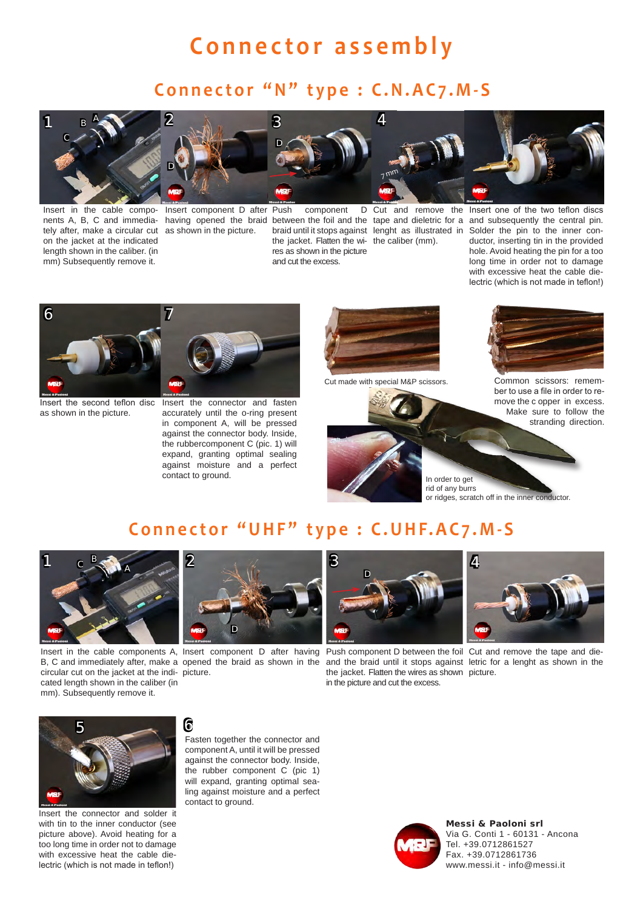# Connector assembly

## Connector "N" type : C.N.AC7.M-S

1. Insert in the cable components A, B, C and immediately after, make a circular cut on the jacket at the indicated length shown in the caliber. (in mm) Subsequently remove it.

2. Insert component D after having opened the braid as shown in the picture.

3. Push component D between the foil and the braid until it stops against the jacket. Flatten the wires as shown in the picture and cut the excess.

4. Cut and remove the tape and dieletric for a lenght as illustrated in the caliber (mm).

5. Insert one of the two teflon discs and subsequently the central pin. Solder the pin to the inner conductor, inserting tin in the provided hole. Avoid heating the pin for a too long time in order not to damage with excessive heat the cable dielectric (which is not made in teflon!)

6. Insert the second teflon disc as shown in the picture.

7. Insert the connector and fasten accurately until the o-ring present in component A, will be pressed against the connector body. Inside, the rubbercomponent C (pic. 1) will expand, granting optimal sealing against moisture and a perfect contact to ground.

Cut made with special M&P scissors.

Common scissors: remember to use a file in order to remove the c opper in excess. Make sure to follow the stranding direction.

In order to get rid of any burrs or ridges, scratch off in the inner conductor.

## Connector "UHF" type : C.UHF.AC7.M-S

1. Insert in the cable components A, B, C and immediately after, make a circular cut on the jacket at the indicated length shown in the caliber (in mm). Subsequently remove it.

2. Insert component D after having opened the braid as shown in the picture.

3. Push component D between the foil and the braid until it stops against the jacket. Flatten the wires as shown in the picture and cut the excess.

4. Cut and remove the tape and dieletric for a lenght as shown in the picture.

5. Insert the connector and solder it with tin to the inner conductor (see picture above). Avoid heating for a too long time in order not to damage with excessive heat the cable dielectric (which is not made in teflon!)

6. Fasten together the connector and component A, until it will be pressed against the connector body. Inside, the rubber component C (pic 1) will expand, granting optimal sealing against moisture and a perfect contact to ground.

**Messi & Paoloni srl**
Via G. Conti 1 - 60131 - Ancona
Tel. +39.0712861527
Fax. +39.0712861736
www.messi.it - info@messi.it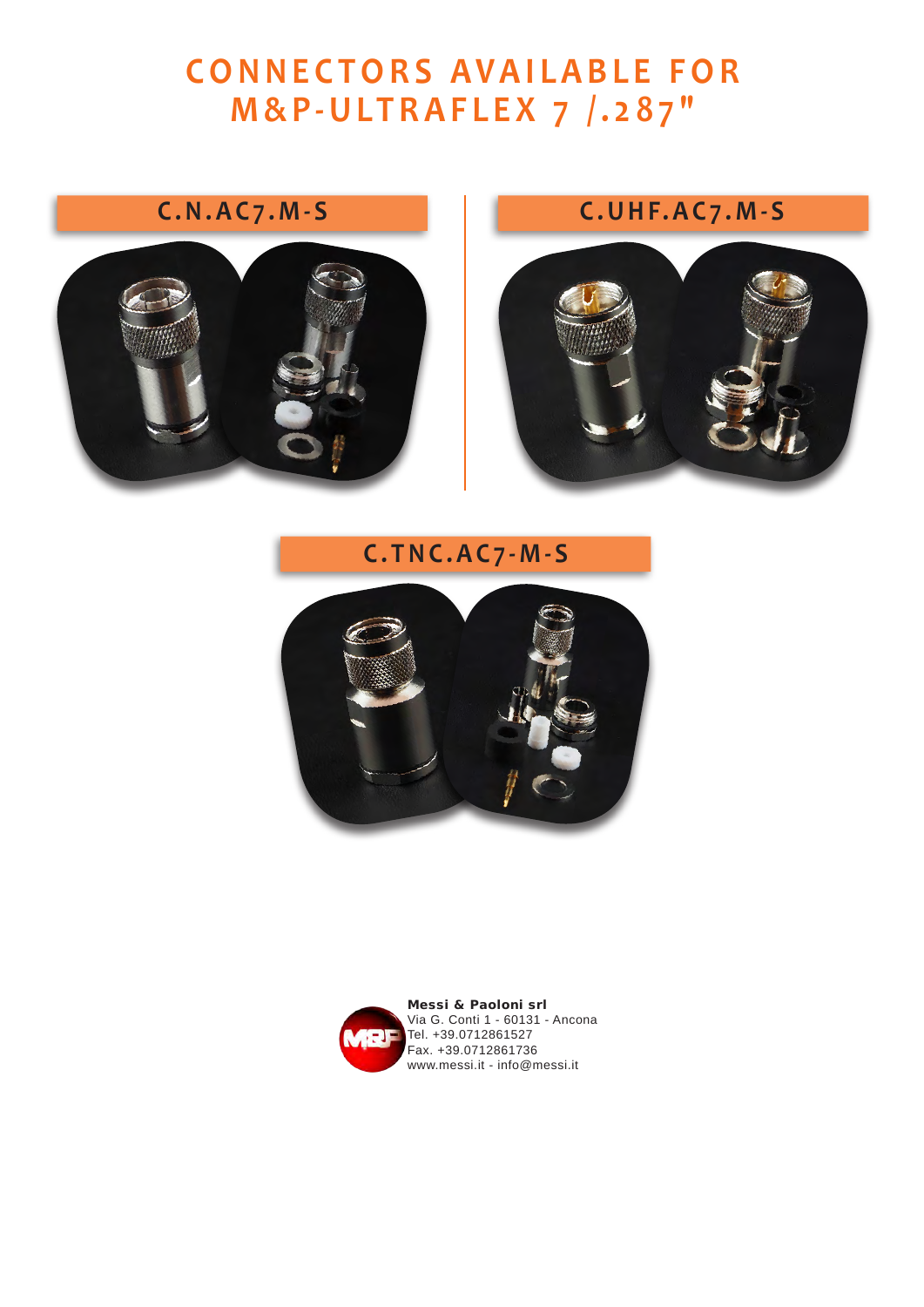# CONNECTORS AVAILABLE FOR M&P-ULTRAFLEX 7 /.287"

## C.N.AC7.M-S

## C.UHF.AC7.M-S

## C.TNC.AC7-M-S

**Messi & Paoloni srl**
Via G. Conti 1 - 60131 - Ancona
Tel. +39.0712861527
Fax. +39.0712861736
www.messi.it - info@messi.it